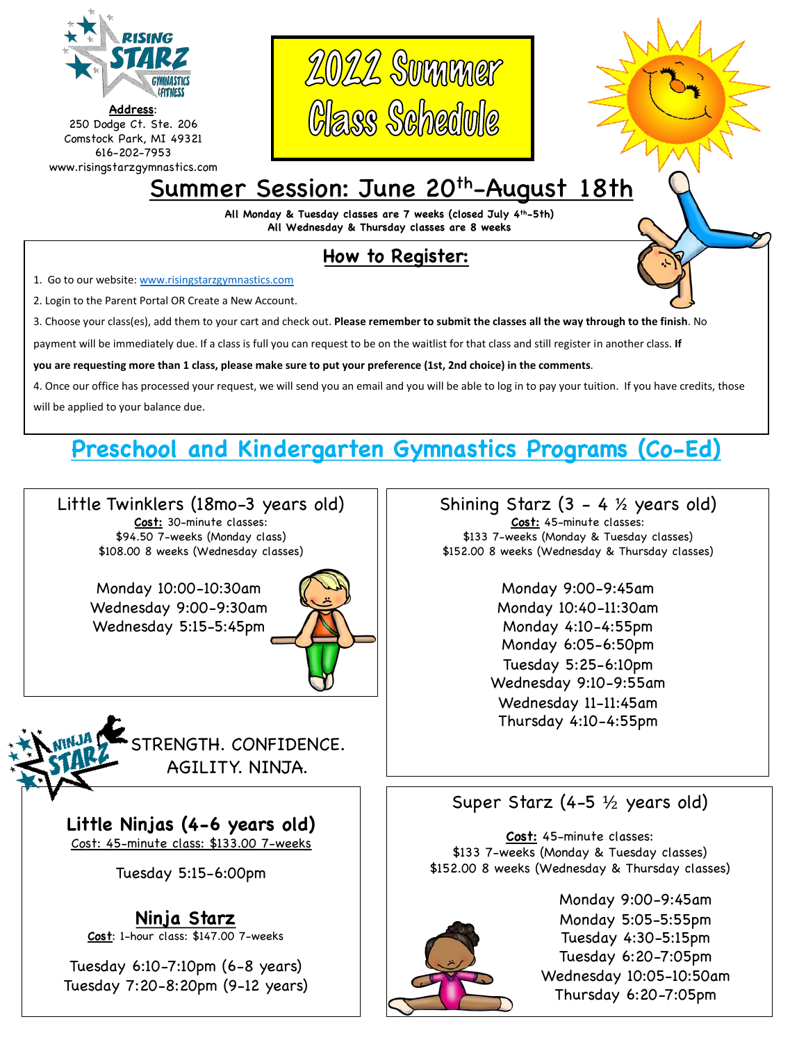**RISING STARZ GYMNASTICS & FITNESS**

**Address**:
250 Dodge Ct. Ste. 206
Comstock Park, MI 49321
616-202-7953
www.risingstarzgymnastics.com

# 2022 Summer Class Schedule

## Summer Session: June 20th-August 18th

**All Monday & Tuesday classes are 7 weeks (closed July 4th-5th)**
**All Wednesday & Thursday classes are 8 weeks**

## How to Register:

1. Go to our website: www.risingstarzgymnastics.com
2. Login to the Parent Portal OR Create a New Account.
3. Choose your class(es), add them to your cart and check out. **Please remember to submit the classes all the way through to the finish**. No payment will be immediately due. If a class is full you can request to be on the waitlist for that class and still register in another class. **If you are requesting more than 1 class, please make sure to put your preference (1st, 2nd choice) in the comments**.
4. Once our office has processed your request, we will send you an email and you will be able to log in to pay your tuition. If you have credits, those will be applied to your balance due.

## Preschool and Kindergarten Gymnastics Programs (Co-Ed)

### Little Twinklers (18mo-3 years old)

**Cost:** 30-minute classes:
$94.50 7-weeks (Monday class)
$108.00 8 weeks (Wednesday classes)

Monday 10:00-10:30am
Wednesday 9:00-9:30am
Wednesday 5:15-5:45pm

### Shining Starz (3 - 4 ½ years old)

**Cost:** 45-minute classes:
$133 7-weeks (Monday & Tuesday classes)
$152.00 8 weeks (Wednesday & Thursday classes)

Monday 9:00-9:45am
Monday 10:40-11:30am
Monday 4:10-4:55pm
Monday 6:05-6:50pm
Tuesday 5:25-6:10pm
Wednesday 9:10-9:55am
Wednesday 11-11:45am
Thursday 4:10-4:55pm

**NINJA STARZ**

STRENGTH. CONFIDENCE. AGILITY. NINJA.

### Little Ninjas (4-6 years old)

Cost: 45-minute class: $133.00 7-weeks

Tuesday 5:15-6:00pm

### Ninja Starz

**Cost**: 1-hour class: $147.00 7-weeks

Tuesday 6:10-7:10pm (6-8 years)
Tuesday 7:20-8:20pm (9-12 years)

### Super Starz (4-5 ½ years old)

**Cost:** 45-minute classes:
$133 7-weeks (Monday & Tuesday classes)
$152.00 8 weeks (Wednesday & Thursday classes)

Monday 9:00-9:45am
Monday 5:05-5:55pm
Tuesday 4:30-5:15pm
Tuesday 6:20-7:05pm
Wednesday 10:05-10:50am
Thursday 6:20-7:05pm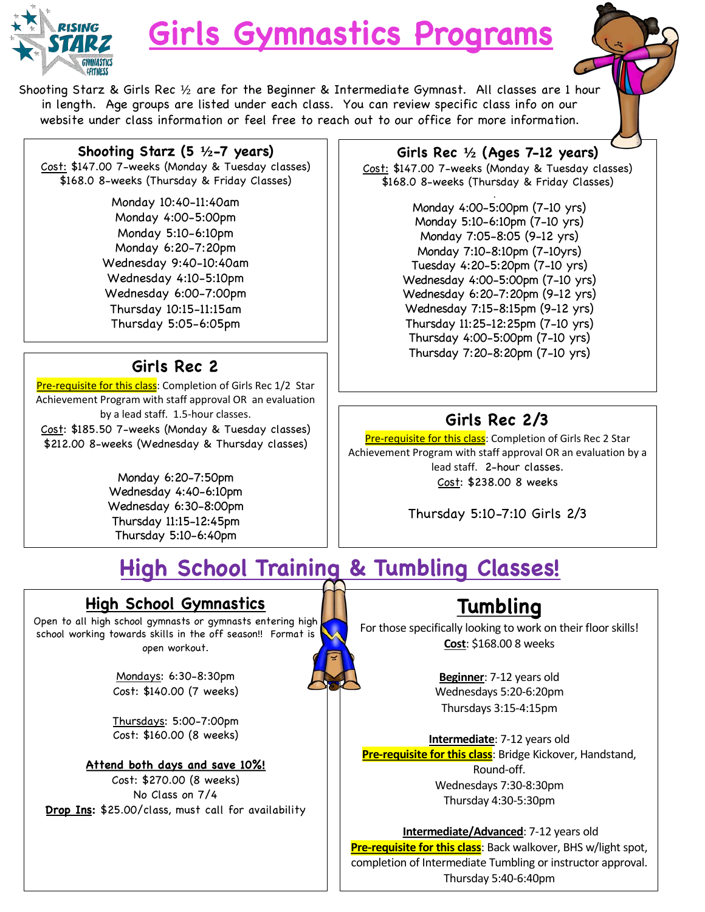# Girls Gymnastics Programs

Shooting Starz & Girls Rec ½ are for the Beginner & Intermediate Gymnast. All classes are 1 hour in length. Age groups are listed under each class. You can review specific class info on our website under class information or feel free to reach out to our office for more information.

## Shooting Starz (5 ½-7 years)

Cost: $147.00 7-weeks (Monday & Tuesday classes)
$168.0 8-weeks (Thursday & Friday Classes)

Monday 10:40-11:40am
Monday 4:00-5:00pm
Monday 5:10-6:10pm
Monday 6:20-7:20pm
Wednesday 9:40-10:40am
Wednesday 4:10-5:10pm
Wednesday 6:00-7:00pm
Thursday 10:15-11:15am
Thursday 5:05-6:05pm

## Girls Rec ½ (Ages 7-12 years)

Cost: $147.00 7-weeks (Monday & Tuesday classes)
$168.0 8-weeks (Thursday & Friday Classes)

Monday 4:00-5:00pm (7-10 yrs)
Monday 5:10-6:10pm (7-10 yrs)
Monday 7:05-8:05 (9-12 yrs)
Monday 7:10-8:10pm (7-10yrs)
Tuesday 4:20-5:20pm (7-10 yrs)
Wednesday 4:00-5:00pm (7-10 yrs)
Wednesday 6:20-7:20pm (9-12 yrs)
Wednesday 7:15-8:15pm (9-12 yrs)
Thursday 11:25-12:25pm (7-10 yrs)
Thursday 4:00-5:00pm (7-10 yrs)
Thursday 7:20-8:20pm (7-10 yrs)

## Girls Rec 2

Pre-requisite for this class: Completion of Girls Rec 1/2 Star Achievement Program with staff approval OR an evaluation by a lead staff. 1.5-hour classes.

Cost: $185.50 7-weeks (Monday & Tuesday classes)
$212.00 8-weeks (Wednesday & Thursday classes)

Monday 6:20-7:50pm
Wednesday 4:40-6:10pm
Wednesday 6:30-8:00pm
Thursday 11:15-12:45pm
Thursday 5:10-6:40pm

## Girls Rec 2/3

Pre-requisite for this class: Completion of Girls Rec 2 Star Achievement Program with staff approval OR an evaluation by a lead staff. 2-hour classes.

Cost: $238.00 8 weeks

Thursday 5:10-7:10 Girls 2/3

# High School Training & Tumbling Classes!

## High School Gymnastics

Open to all high school gymnasts or gymnasts entering high school working towards skills in the off season!! Format is open workout.

Mondays: 6:30-8:30pm
Cost: $140.00 (7 weeks)

Thursdays: 5:00-7:00pm
Cost: $160.00 (8 weeks)

**Attend both days and save 10%!**
Cost: $270.00 (8 weeks)
No Class on 7/4

**Drop Ins:** $25.00/class, must call for availability

## Tumbling

For those specifically looking to work on their floor skills!

**Cost**: $168.00 8 weeks

**Beginner**: 7-12 years old
Wednesdays 5:20-6:20pm
Thursdays 3:15-4:15pm

**Intermediate**: 7-12 years old
**Pre-requisite for this class**: Bridge Kickover, Handstand, Round-off.
Wednesdays 7:30-8:30pm
Thursday 4:30-5:30pm

**Intermediate/Advanced**: 7-12 years old
**Pre-requisite for this class**: Back walkover, BHS w/light spot, completion of Intermediate Tumbling or instructor approval.
Thursday 5:40-6:40pm